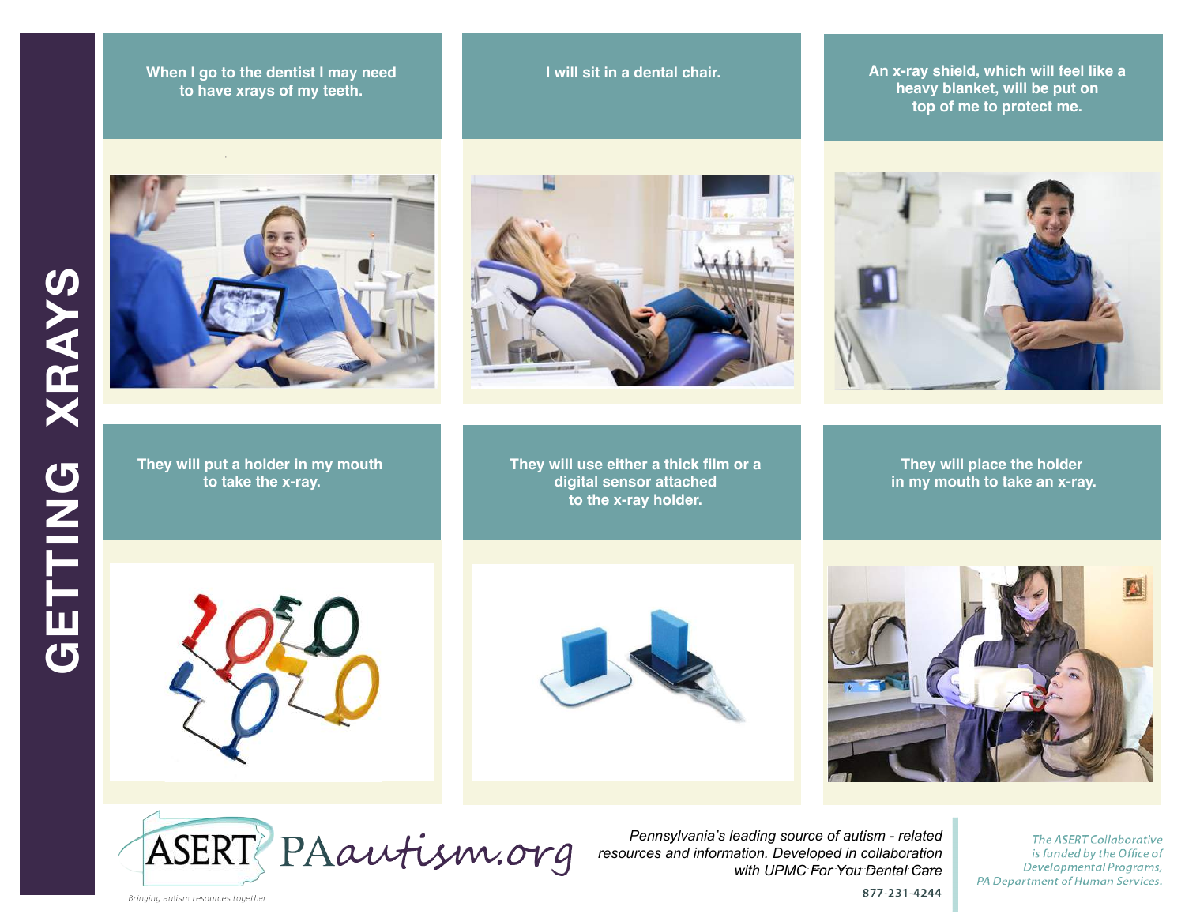# GETTING XRAYS

When I go to the dentist I may need to have xrays of my teeth.

I will sit in a dental chair.

An x-ray shield, which will feel like a heavy blanket, will be put on top of me to protect me.

They will put a holder in my mouth to take the x-ray.

They will use either a thick film or a digital sensor attached to the x-ray holder.

They will place the holder in my mouth to take an x-ray.

ASERT PAautism.org

Bringing autism resources together

*Pennsylvania's leading source of autism - related resources and information. Developed in collaboration with UPMC For You Dental Care*

877-231-4244

*The ASERT Collaborative is funded by the Office of Developmental Programs, PA Department of Human Services.*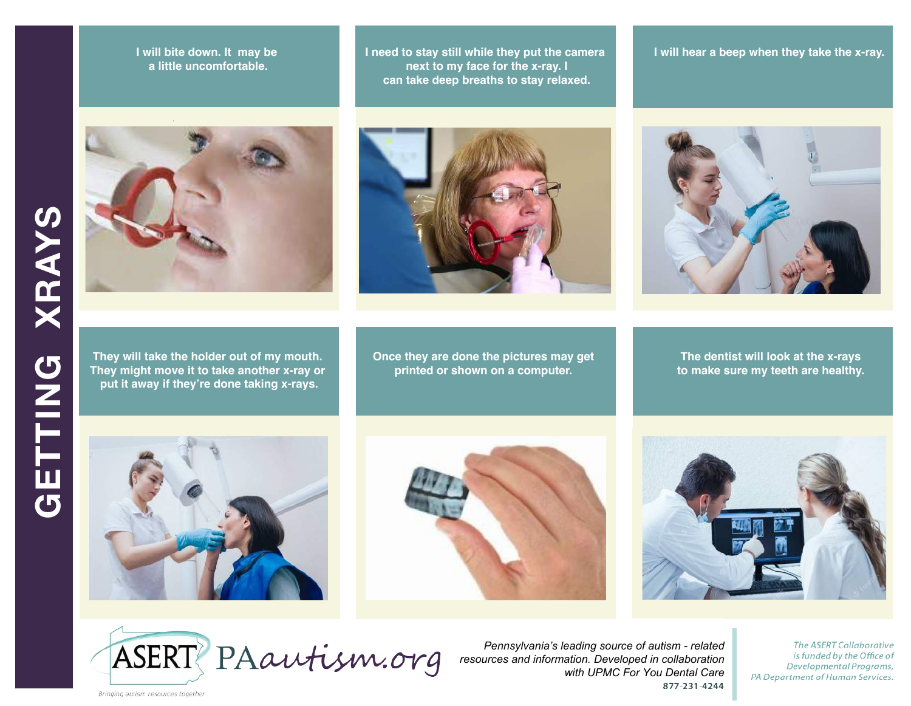# GETTING XRAYS

I will bite down. It may be a little uncomfortable.

I need to stay still while they put the camera next to my face for the x-ray. I can take deep breaths to stay relaxed.

I will hear a beep when they take the x-ray.

They will take the holder out of my mouth. They might move it to take another x-ray or put it away if they're done taking x-rays.

Once they are done the pictures may get printed or shown on a computer.

The dentist will look at the x-rays to make sure my teeth are healthy.

ASERT PAautism.org

Bringing autism resources together

*Pennsylvania's leading source of autism - related resources and information. Developed in collaboration with UPMC For You Dental Care*

877-231-4244

*The ASERT Collaborative is funded by the Office of Developmental Programs, PA Department of Human Services.*